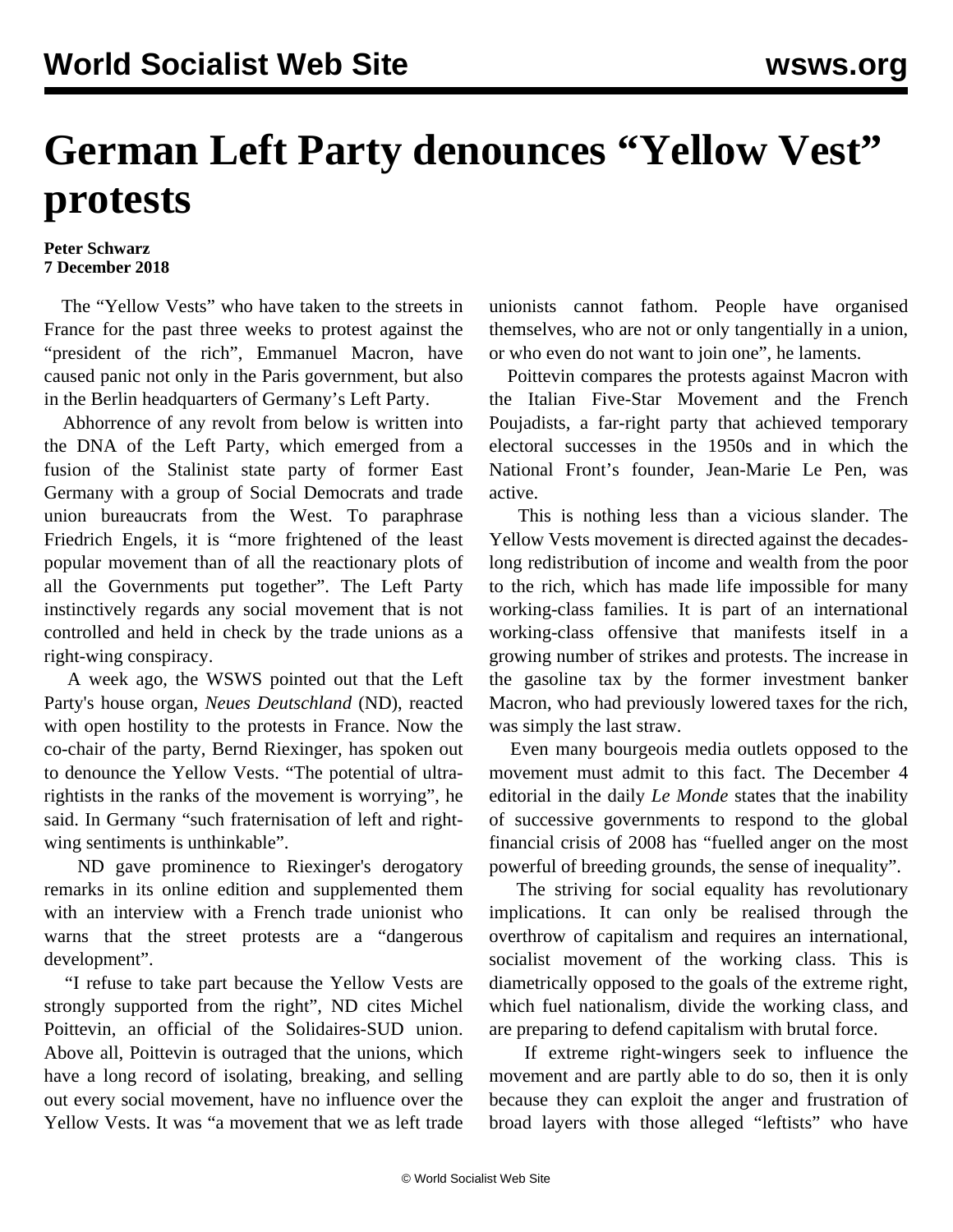# German Left Party denounces "Yellow Vest" protests

**Peter Schwarz**
**7 December 2018**

The "Yellow Vests" who have taken to the streets in France for the past three weeks to protest against the "president of the rich", Emmanuel Macron, have caused panic not only in the Paris government, but also in the Berlin headquarters of Germany's Left Party.

Abhorrence of any revolt from below is written into the DNA of the Left Party, which emerged from a fusion of the Stalinist state party of former East Germany with a group of Social Democrats and trade union bureaucrats from the West. To paraphrase Friedrich Engels, it is "more frightened of the least popular movement than of all the reactionary plots of all the Governments put together". The Left Party instinctively regards any social movement that is not controlled and held in check by the trade unions as a right-wing conspiracy.

A week ago, the WSWS pointed out that the Left Party's house organ, *Neues Deutschland* (ND), reacted with open hostility to the protests in France. Now the co-chair of the party, Bernd Riexinger, has spoken out to denounce the Yellow Vests. "The potential of ultra-rightists in the ranks of the movement is worrying", he said. In Germany "such fraternisation of left and right-wing sentiments is unthinkable".

ND gave prominence to Riexinger's derogatory remarks in its online edition and supplemented them with an interview with a French trade unionist who warns that the street protests are a "dangerous development".

"I refuse to take part because the Yellow Vests are strongly supported from the right", ND cites Michel Poittevin, an official of the Solidaires-SUD union. Above all, Poittevin is outraged that the unions, which have a long record of isolating, breaking, and selling out every social movement, have no influence over the Yellow Vests. It was "a movement that we as left trade unionists cannot fathom. People have organised themselves, who are not or only tangentially in a union, or who even do not want to join one", he laments.

Poittevin compares the protests against Macron with the Italian Five-Star Movement and the French Poujadists, a far-right party that achieved temporary electoral successes in the 1950s and in which the National Front's founder, Jean-Marie Le Pen, was active.

This is nothing less than a vicious slander. The Yellow Vests movement is directed against the decades-long redistribution of income and wealth from the poor to the rich, which has made life impossible for many working-class families. It is part of an international working-class offensive that manifests itself in a growing number of strikes and protests. The increase in the gasoline tax by the former investment banker Macron, who had previously lowered taxes for the rich, was simply the last straw.

Even many bourgeois media outlets opposed to the movement must admit to this fact. The December 4 editorial in the daily *Le Monde* states that the inability of successive governments to respond to the global financial crisis of 2008 has "fuelled anger on the most powerful of breeding grounds, the sense of inequality".

The striving for social equality has revolutionary implications. It can only be realised through the overthrow of capitalism and requires an international, socialist movement of the working class. This is diametrically opposed to the goals of the extreme right, which fuel nationalism, divide the working class, and are preparing to defend capitalism with brutal force.

If extreme right-wingers seek to influence the movement and are partly able to do so, then it is only because they can exploit the anger and frustration of broad layers with those alleged "leftists" who have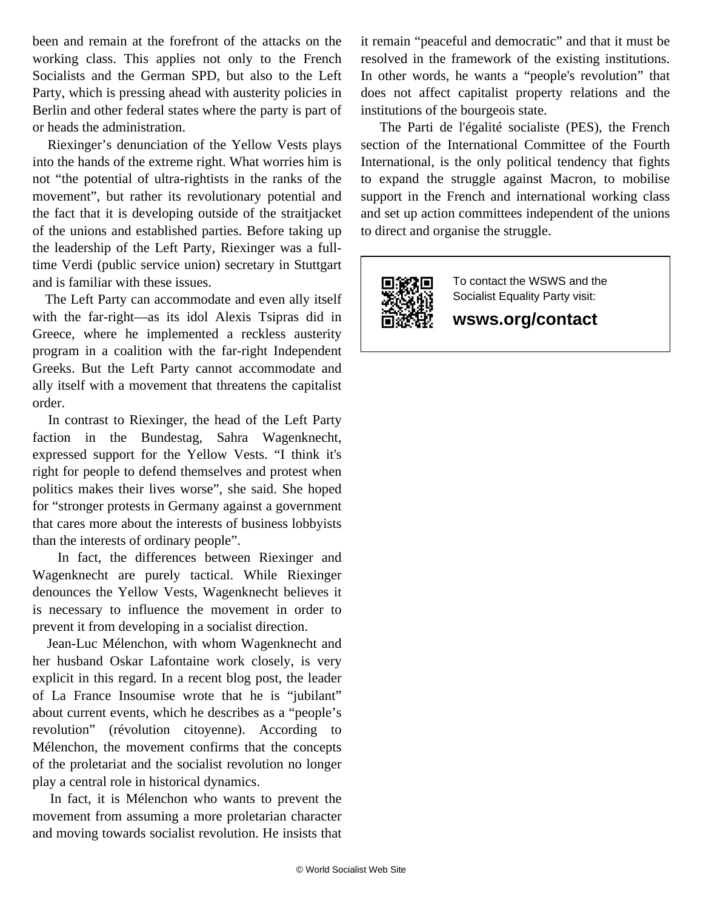been and remain at the forefront of the attacks on the working class. This applies not only to the French Socialists and the German SPD, but also to the Left Party, which is pressing ahead with austerity policies in Berlin and other federal states where the party is part of or heads the administration.

Riexinger's denunciation of the Yellow Vests plays into the hands of the extreme right. What worries him is not "the potential of ultra-rightists in the ranks of the movement", but rather its revolutionary potential and the fact that it is developing outside of the straitjacket of the unions and established parties. Before taking up the leadership of the Left Party, Riexinger was a full-time Verdi (public service union) secretary in Stuttgart and is familiar with these issues.

The Left Party can accommodate and even ally itself with the far-right—as its idol Alexis Tsipras did in Greece, where he implemented a reckless austerity program in a coalition with the far-right Independent Greeks. But the Left Party cannot accommodate and ally itself with a movement that threatens the capitalist order.

In contrast to Riexinger, the head of the Left Party faction in the Bundestag, Sahra Wagenknecht, expressed support for the Yellow Vests. "I think it's right for people to defend themselves and protest when politics makes their lives worse", she said. She hoped for "stronger protests in Germany against a government that cares more about the interests of business lobbyists than the interests of ordinary people".

In fact, the differences between Riexinger and Wagenknecht are purely tactical. While Riexinger denounces the Yellow Vests, Wagenknecht believes it is necessary to influence the movement in order to prevent it from developing in a socialist direction.

Jean-Luc Mélenchon, with whom Wagenknecht and her husband Oskar Lafontaine work closely, is very explicit in this regard. In a recent blog post, the leader of La France Insoumise wrote that he is "jubilant" about current events, which he describes as a "people's revolution" (révolution citoyenne). According to Mélenchon, the movement confirms that the concepts of the proletariat and the socialist revolution no longer play a central role in historical dynamics.

In fact, it is Mélenchon who wants to prevent the movement from assuming a more proletarian character and moving towards socialist revolution. He insists that it remain "peaceful and democratic" and that it must be resolved in the framework of the existing institutions. In other words, he wants a "people's revolution" that does not affect capitalist property relations and the institutions of the bourgeois state.

The Parti de l'égalité socialiste (PES), the French section of the International Committee of the Fourth International, is the only political tendency that fights to expand the struggle against Macron, to mobilise support in the French and international working class and set up action committees independent of the unions to direct and organise the struggle.

To contact the WSWS and the Socialist Equality Party visit:

**wsws.org/contact**